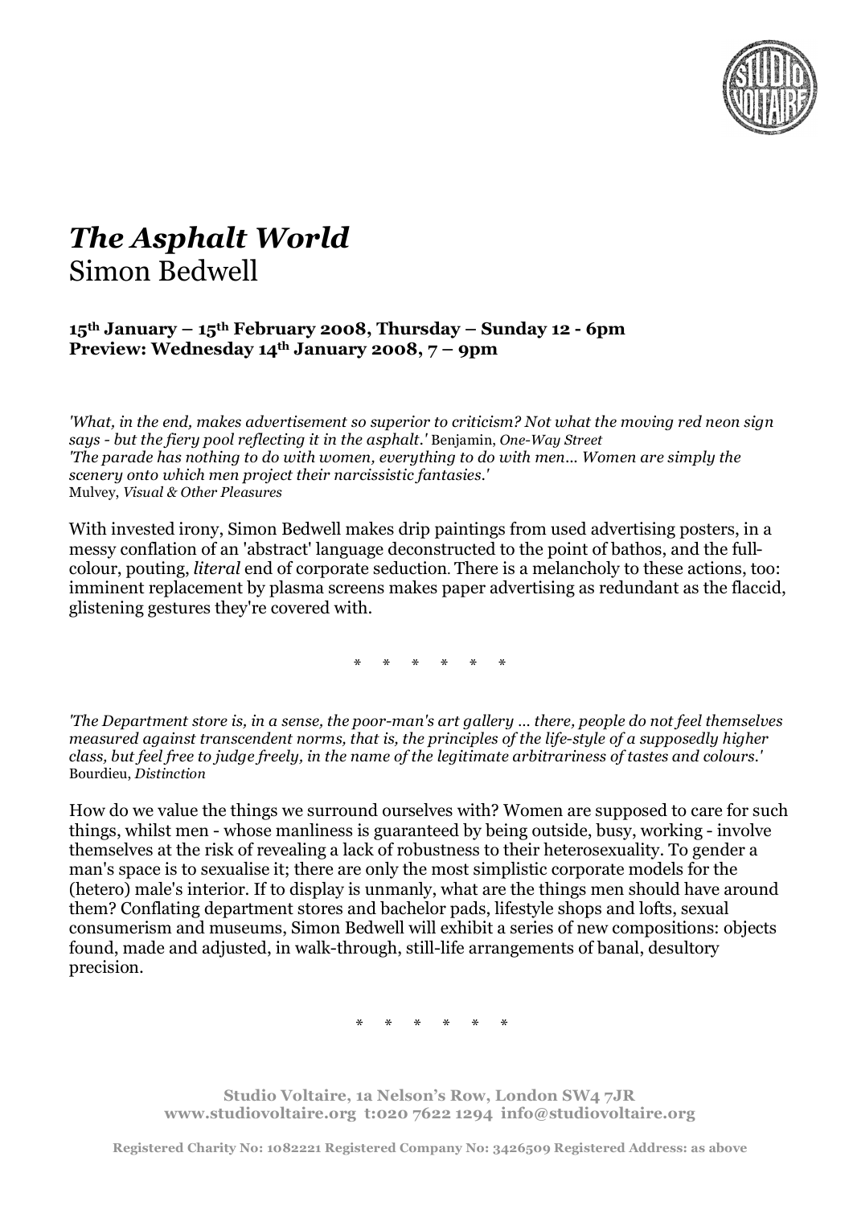# *The Asphalt World*

## Simon Bedwell

**15th January – 15th February 2008, Thursday – Sunday 12 - 6pm**
**Preview: Wednesday 14th January 2008, 7 – 9pm**

*'What, in the end, makes advertisement so superior to criticism? Not what the moving red neon sign says - but the fiery pool reflecting it in the asphalt.'* Benjamin, *One-Way Street*
*'The parade has nothing to do with women, everything to do with men... Women are simply the scenery onto which men project their narcissistic fantasies.'*
Mulvey, *Visual & Other Pleasures*

With invested irony, Simon Bedwell makes drip paintings from used advertising posters, in a messy conflation of an 'abstract' language deconstructed to the point of bathos, and the full-colour, pouting, *literal* end of corporate seduction. There is a melancholy to these actions, too: imminent replacement by plasma screens makes paper advertising as redundant as the flaccid, glistening gestures they're covered with.

\* \* \* \* \* \*

*'The Department store is, in a sense, the poor-man's art gallery ... there, people do not feel themselves measured against transcendent norms, that is, the principles of the life-style of a supposedly higher class, but feel free to judge freely, in the name of the legitimate arbitrariness of tastes and colours.'*
Bourdieu, *Distinction*

How do we value the things we surround ourselves with? Women are supposed to care for such things, whilst men - whose manliness is guaranteed by being outside, busy, working - involve themselves at the risk of revealing a lack of robustness to their heterosexuality. To gender a man's space is to sexualise it; there are only the most simplistic corporate models for the (hetero) male's interior. If to display is unmanly, what are the things men should have around them? Conflating department stores and bachelor pads, lifestyle shops and lofts, sexual consumerism and museums, Simon Bedwell will exhibit a series of new compositions: objects found, made and adjusted, in walk-through, still-life arrangements of banal, desultory precision.

\* \* \* \* \* \*

**Studio Voltaire, 1a Nelson's Row, London SW4 7JR**
**www.studiovoltaire.org t:020 7622 1294 info@studiovoltaire.org**

**Registered Charity No: 1082221 Registered Company No: 3426509 Registered Address: as above**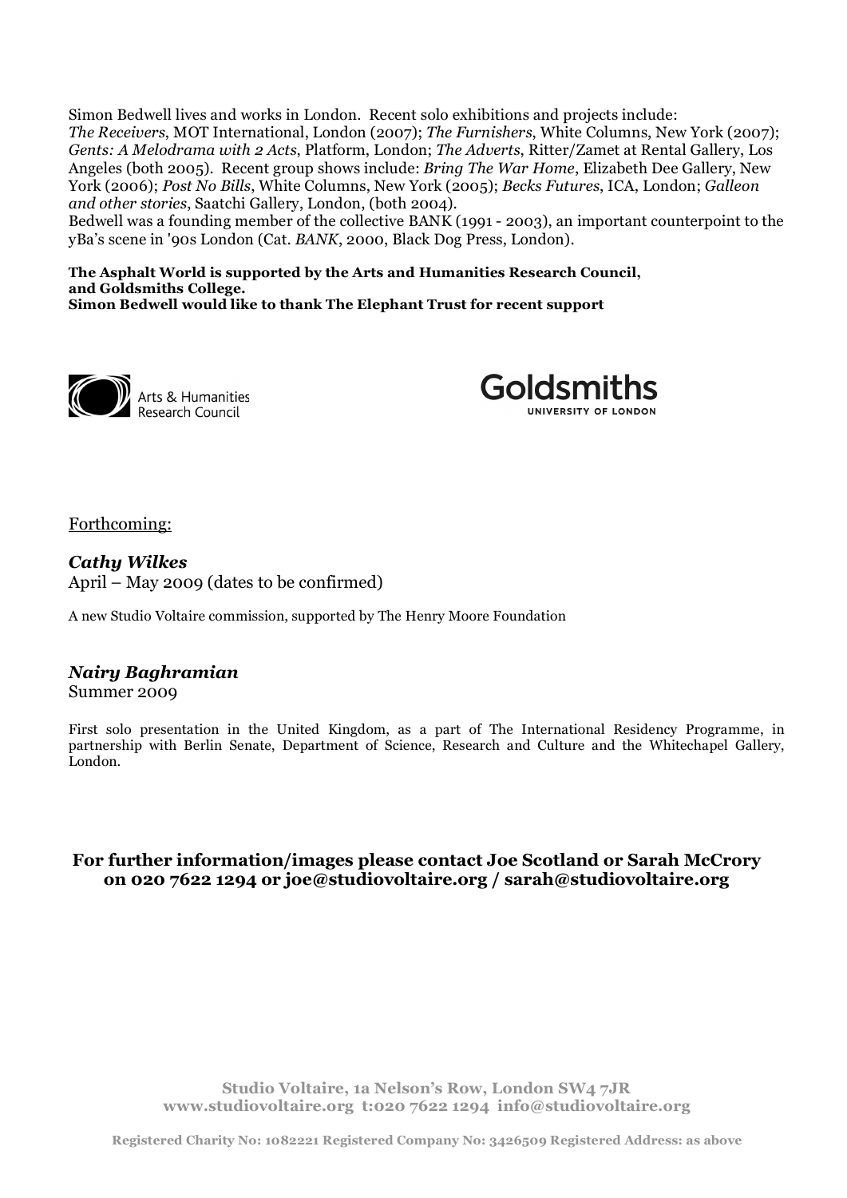Simon Bedwell lives and works in London. Recent solo exhibitions and projects include: *The Receivers*, MOT International, London (2007); *The Furnishers*, White Columns, New York (2007); *Gents: A Melodrama with 2 Acts*, Platform, London; *The Adverts*, Ritter/Zamet at Rental Gallery, Los Angeles (both 2005). Recent group shows include: *Bring The War Home*, Elizabeth Dee Gallery, New York (2006); *Post No Bills*, White Columns, New York (2005); *Becks Futures*, ICA, London; *Galleon and other stories*, Saatchi Gallery, London, (both 2004).
Bedwell was a founding member of the collective BANK (1991 - 2003), an important counterpoint to the yBa's scene in '90s London (Cat. *BANK*, 2000, Black Dog Press, London).

**The Asphalt World is supported by the Arts and Humanities Research Council, and Goldsmiths College.**
**Simon Bedwell would like to thank The Elephant Trust for recent support**

Arts & Humanities Research Council

Goldsmiths UNIVERSITY OF LONDON

Forthcoming:

***Cathy Wilkes***
April – May 2009 (dates to be confirmed)

A new Studio Voltaire commission, supported by The Henry Moore Foundation

***Nairy Baghramian***
Summer 2009

First solo presentation in the United Kingdom, as a part of The International Residency Programme, in partnership with Berlin Senate, Department of Science, Research and Culture and the Whitechapel Gallery, London.

**For further information/images please contact Joe Scotland or Sarah McCrory on 020 7622 1294 or joe@studiovoltaire.org / sarah@studiovoltaire.org**

**Studio Voltaire, 1a Nelson's Row, London SW4 7JR**
**www.studiovoltaire.org t:020 7622 1294 info@studiovoltaire.org**

**Registered Charity No: 1082221 Registered Company No: 3426509 Registered Address: as above**